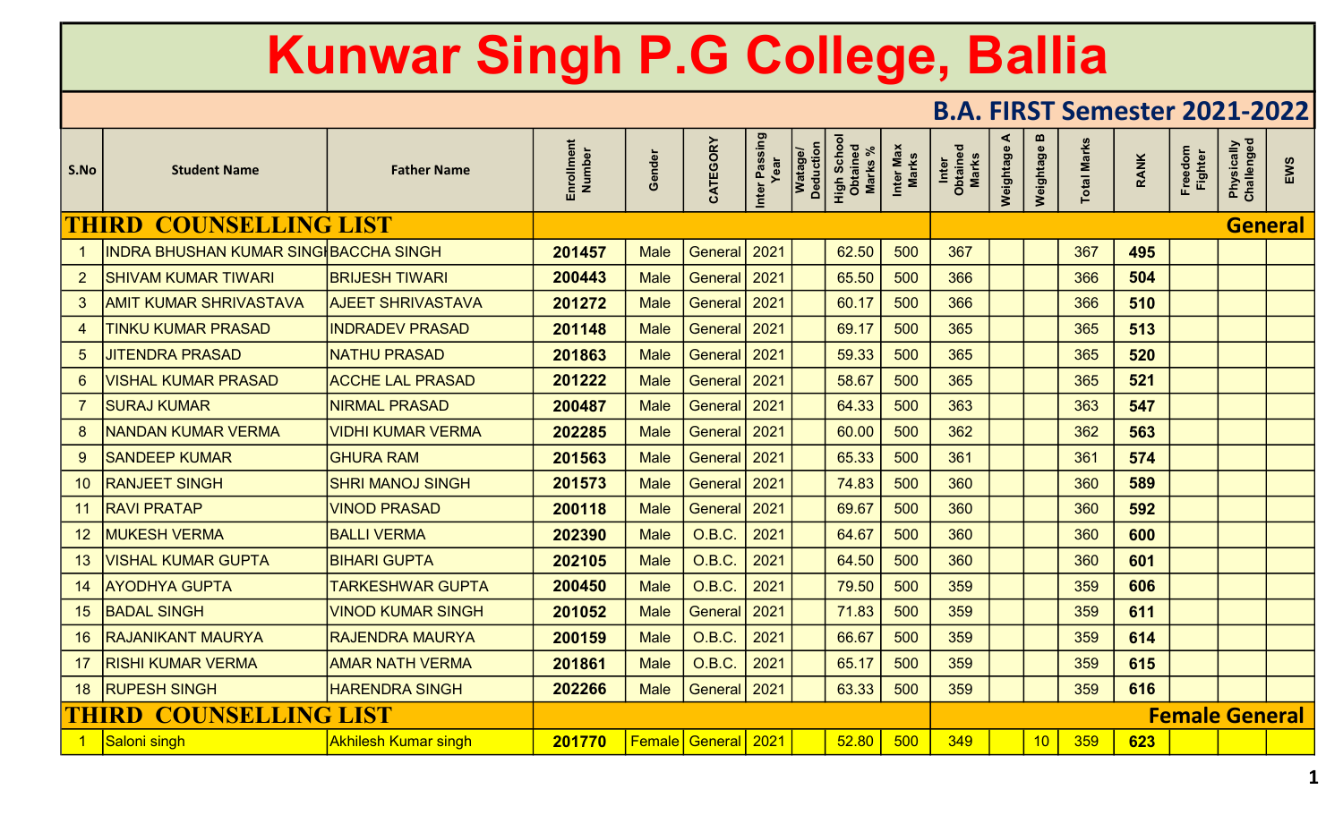# Kunwar Singh P.G College, Ballia

## B.A. FIRST Semester 2021-2022

| S.No | Student Name | Father Name | Enrollment Number | Gender | CATEGORY | Inter Passing Year | Watage/ Deduction | High School Obtained Marks % | Inter Max Marks | Inter Obtained Marks | Weightage A | Weightage B | Total Marks | RANK | Freedom Fighter | Physically Challenged | EWS |
|---|---|---|---|---|---|---|---|---|---|---|---|---|---|---|---|---|---|
| **THIRD COUNSELLING LIST** | | | | | | | | | | **General** | | | | | | | |
| 1 | INDRA BHUSHAN KUMAR SINGH | BACCHA SINGH | **201457** | Male | General | 2021 | | 62.50 | 500 | 367 | | | 367 | **495** | | | |
| 2 | SHIVAM KUMAR TIWARI | BRIJESH TIWARI | **200443** | Male | General | 2021 | | 65.50 | 500 | 366 | | | 366 | **504** | | | |
| 3 | AMIT KUMAR SHRIVASTAVA | AJEET SHRIVASTAVA | **201272** | Male | General | 2021 | | 60.17 | 500 | 366 | | | 366 | **510** | | | |
| 4 | TINKU KUMAR PRASAD | INDRADEV PRASAD | **201148** | Male | General | 2021 | | 69.17 | 500 | 365 | | | 365 | **513** | | | |
| 5 | JITENDRA PRASAD | NATHU PRASAD | **201863** | Male | General | 2021 | | 59.33 | 500 | 365 | | | 365 | **520** | | | |
| 6 | VISHAL KUMAR PRASAD | ACCHE LAL PRASAD | **201222** | Male | General | 2021 | | 58.67 | 500 | 365 | | | 365 | **521** | | | |
| 7 | SURAJ KUMAR | NIRMAL PRASAD | **200487** | Male | General | 2021 | | 64.33 | 500 | 363 | | | 363 | **547** | | | |
| 8 | NANDAN KUMAR VERMA | VIDHI KUMAR VERMA | **202285** | Male | General | 2021 | | 60.00 | 500 | 362 | | | 362 | **563** | | | |
| 9 | SANDEEP KUMAR | GHURA RAM | **201563** | Male | General | 2021 | | 65.33 | 500 | 361 | | | 361 | **574** | | | |
| 10 | RANJEET SINGH | SHRI MANOJ SINGH | **201573** | Male | General | 2021 | | 74.83 | 500 | 360 | | | 360 | **589** | | | |
| 11 | RAVI PRATAP | VINOD PRASAD | **200118** | Male | General | 2021 | | 69.67 | 500 | 360 | | | 360 | **592** | | | |
| 12 | MUKESH VERMA | BALLI VERMA | **202390** | Male | O.B.C. | 2021 | | 64.67 | 500 | 360 | | | 360 | **600** | | | |
| 13 | VISHAL KUMAR GUPTA | BIHARI GUPTA | **202105** | Male | O.B.C. | 2021 | | 64.50 | 500 | 360 | | | 360 | **601** | | | |
| 14 | AYODHYA GUPTA | TARKESHWAR GUPTA | **200450** | Male | O.B.C. | 2021 | | 79.50 | 500 | 359 | | | 359 | **606** | | | |
| 15 | BADAL SINGH | VINOD KUMAR SINGH | **201052** | Male | General | 2021 | | 71.83 | 500 | 359 | | | 359 | **611** | | | |
| 16 | RAJANIKANT MAURYA | RAJENDRA MAURYA | **200159** | Male | O.B.C. | 2021 | | 66.67 | 500 | 359 | | | 359 | **614** | | | |
| 17 | RISHI KUMAR VERMA | AMAR NATH VERMA | **201861** | Male | O.B.C. | 2021 | | 65.17 | 500 | 359 | | | 359 | **615** | | | |
| 18 | RUPESH SINGH | HARENDRA SINGH | **202266** | Male | General | 2021 | | 63.33 | 500 | 359 | | | 359 | **616** | | | |
| **THIRD COUNSELLING LIST** | | | | | | | | | | **Female General** | | | | | | | |
| 1 | Saloni singh | Akhilesh Kumar singh | **201770** | Female | General | 2021 | | 52.80 | 500 | 349 | | 10 | 359 | **623** | | | |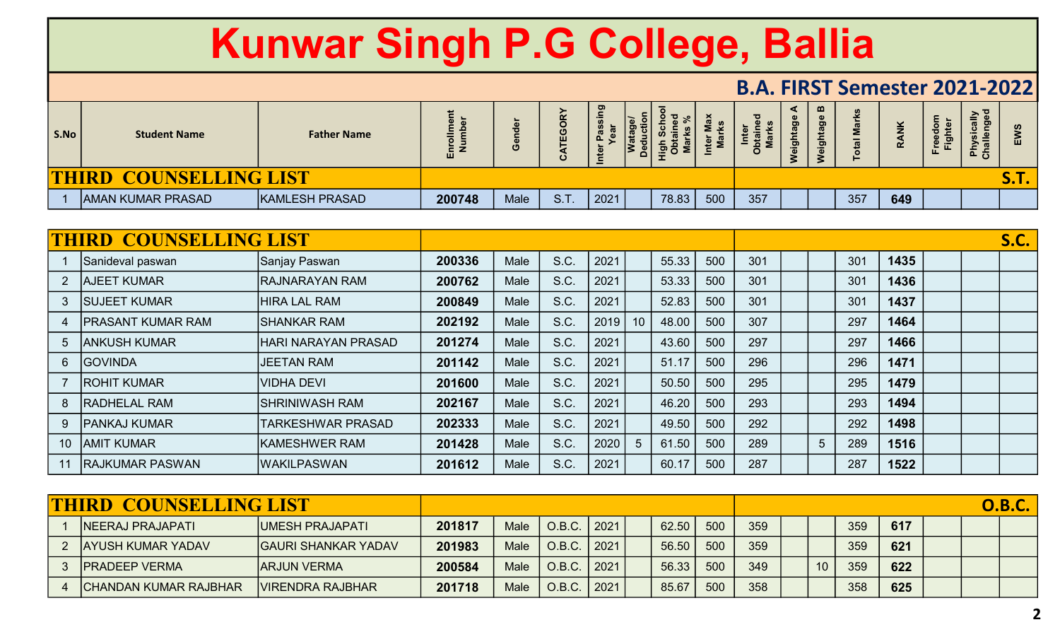# Kunwar Singh P.G College, Ballia

## B.A. FIRST Semester 2021-2022

| S.No | Student Name | Father Name | Enrollment Number | Gender | CATEGORY | Inter Passing Year | Watage/ Deduction | High School Obtained Marks % | Inter Max Marks | Inter Obtained Marks | Weightage A | Weightage B | Total Marks | RANK | Freedom Fighter | Physically Challenged | EWS |
|---|---|---|---|---|---|---|---|---|---|---|---|---|---|---|---|---|---|
| **THIRD COUNSELLING LIST** | | | | | | | | | | | | | | | | | **S.T.** |
| 1 | AMAN KUMAR PRASAD | KAMLESH PRASAD | **200748** | Male | S.T. | 2021 | | 78.83 | 500 | 357 | | | 357 | **649** | | | |

| S.No | Student Name | Father Name | Enrollment Number | Gender | CATEGORY | Inter Passing Year | Watage/ Deduction | High School Obtained Marks % | Inter Max Marks | Inter Obtained Marks | Weightage A | Weightage B | Total Marks | RANK | Freedom Fighter | Physically Challenged | EWS |
|---|---|---|---|---|---|---|---|---|---|---|---|---|---|---|---|---|---|
| **THIRD COUNSELLING LIST** | | | | | | | | | | | | | | | | | **S.C.** |
| 1 | Sanideval paswan | Sanjay Paswan | **200336** | Male | S.C. | 2021 | | 55.33 | 500 | 301 | | | 301 | **1435** | | | |
| 2 | AJEET KUMAR | RAJNARAYAN RAM | **200762** | Male | S.C. | 2021 | | 53.33 | 500 | 301 | | | 301 | **1436** | | | |
| 3 | SUJEET KUMAR | HIRA LAL RAM | **200849** | Male | S.C. | 2021 | | 52.83 | 500 | 301 | | | 301 | **1437** | | | |
| 4 | PRASANT KUMAR RAM | SHANKAR RAM | **202192** | Male | S.C. | 2019 | 10 | 48.00 | 500 | 307 | | | 297 | **1464** | | | |
| 5 | ANKUSH KUMAR | HARI NARAYAN PRASAD | **201274** | Male | S.C. | 2021 | | 43.60 | 500 | 297 | | | 297 | **1466** | | | |
| 6 | GOVINDA | JEETAN RAM | **201142** | Male | S.C. | 2021 | | 51.17 | 500 | 296 | | | 296 | **1471** | | | |
| 7 | ROHIT KUMAR | VIDHA DEVI | **201600** | Male | S.C. | 2021 | | 50.50 | 500 | 295 | | | 295 | **1479** | | | |
| 8 | RADHELAL RAM | SHRINIWASH RAM | **202167** | Male | S.C. | 2021 | | 46.20 | 500 | 293 | | | 293 | **1494** | | | |
| 9 | PANKAJ KUMAR | TARKESHWAR PRASAD | **202333** | Male | S.C. | 2021 | | 49.50 | 500 | 292 | | | 292 | **1498** | | | |
| 10 | AMIT KUMAR | KAMESHWER RAM | **201428** | Male | S.C. | 2020 | 5 | 61.50 | 500 | 289 | | 5 | 289 | **1516** | | | |
| 11 | RAJKUMAR PASWAN | WAKILPASWAN | **201612** | Male | S.C. | 2021 | | 60.17 | 500 | 287 | | | 287 | **1522** | | | |

| S.No | Student Name | Father Name | Enrollment Number | Gender | CATEGORY | Inter Passing Year | Watage/ Deduction | High School Obtained Marks % | Inter Max Marks | Inter Obtained Marks | Weightage A | Weightage B | Total Marks | RANK | Freedom Fighter | Physically Challenged | EWS |
|---|---|---|---|---|---|---|---|---|---|---|---|---|---|---|---|---|---|
| **THIRD COUNSELLING LIST** | | | | | | | | | | | | | | | | | **O.B.C.** |
| 1 | NEERAJ PRAJAPATI | UMESH PRAJAPATI | **201817** | Male | O.B.C. | 2021 | | 62.50 | 500 | 359 | | | 359 | **617** | | | |
| 2 | AYUSH KUMAR YADAV | GAURI SHANKAR YADAV | **201983** | Male | O.B.C. | 2021 | | 56.50 | 500 | 359 | | | 359 | **621** | | | |
| 3 | PRADEEP VERMA | ARJUN VERMA | **200584** | Male | O.B.C. | 2021 | | 56.33 | 500 | 349 | | 10 | 359 | **622** | | | |
| 4 | CHANDAN KUMAR RAJBHAR | VIRENDRA RAJBHAR | **201718** | Male | O.B.C. | 2021 | | 85.67 | 500 | 358 | | | 358 | **625** | | | |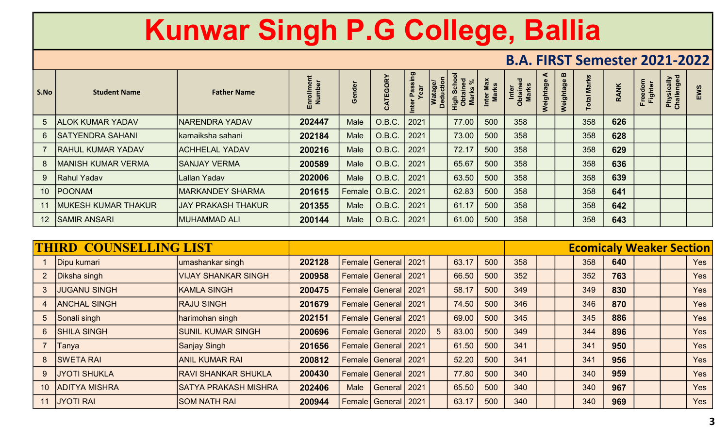# Kunwar Singh P.G College, Ballia

## B.A. FIRST Semester 2021-2022

| S.No | Student Name | Father Name | Enrollment Number | Gender | CATEGORY | Inter Passing Year | Watage/ Deduction | High School Obtained Marks % | Inter Max Marks | Inter Obtained Marks | Weightage A | Weightage B | Total Marks | RANK | Freedom Fighter | Physically Challenged | EWS |
|---|---|---|---|---|---|---|---|---|---|---|---|---|---|---|---|---|---|
| 5 | ALOK KUMAR YADAV | NARENDRA YADAV | **202447** | Male | O.B.C. | 2021 | | 77.00 | 500 | 358 | | | 358 | **626** | | | |
| 6 | SATYENDRA SAHANI | kamaiksha sahani | **202184** | Male | O.B.C. | 2021 | | 73.00 | 500 | 358 | | | 358 | **628** | | | |
| 7 | RAHUL KUMAR YADAV | ACHHELAL YADAV | **200216** | Male | O.B.C. | 2021 | | 72.17 | 500 | 358 | | | 358 | **629** | | | |
| 8 | MANISH KUMAR VERMA | SANJAY VERMA | **200589** | Male | O.B.C. | 2021 | | 65.67 | 500 | 358 | | | 358 | **636** | | | |
| 9 | Rahul Yadav | Lallan Yadav | **202006** | Male | O.B.C. | 2021 | | 63.50 | 500 | 358 | | | 358 | **639** | | | |
| 10 | POONAM | MARKANDEY SHARMA | **201615** | Female | O.B.C. | 2021 | | 62.83 | 500 | 358 | | | 358 | **641** | | | |
| 11 | MUKESH KUMAR THAKUR | JAY PRAKASH THAKUR | **201355** | Male | O.B.C. | 2021 | | 61.17 | 500 | 358 | | | 358 | **642** | | | |
| 12 | SAMIR ANSARI | MUHAMMAD ALI | **200144** | Male | O.B.C. | 2021 | | 61.00 | 500 | 358 | | | 358 | **643** | | | |

## THIRD COUNSELLING LIST — Ecomicaly Weaker Section

| S.No | Student Name | Father Name | Enrollment Number | Gender | CATEGORY | Inter Passing Year | Watage/ Deduction | High School Obtained Marks % | Inter Max Marks | Inter Obtained Marks | Weightage A | Weightage B | Total Marks | RANK | Freedom Fighter | Physically Challenged | EWS |
|---|---|---|---|---|---|---|---|---|---|---|---|---|---|---|---|---|---|
| 1 | Dipu kumari | umashankar singh | **202128** | Female | General | 2021 | | 63.17 | 500 | 358 | | | 358 | **640** | | | Yes |
| 2 | Diksha singh | VIJAY SHANKAR SINGH | **200958** | Female | General | 2021 | | 66.50 | 500 | 352 | | | 352 | **763** | | | Yes |
| 3 | JUGANU SINGH | KAMLA SINGH | **200475** | Female | General | 2021 | | 58.17 | 500 | 349 | | | 349 | **830** | | | Yes |
| 4 | ANCHAL SINGH | RAJU SINGH | **201679** | Female | General | 2021 | | 74.50 | 500 | 346 | | | 346 | **870** | | | Yes |
| 5 | Sonali singh | harimohan singh | **202151** | Female | General | 2021 | | 69.00 | 500 | 345 | | | 345 | **886** | | | Yes |
| 6 | SHILA SINGH | SUNIL KUMAR SINGH | **200696** | Female | General | 2020 | 5 | 83.00 | 500 | 349 | | | 344 | **896** | | | Yes |
| 7 | Tanya | Sanjay Singh | **201656** | Female | General | 2021 | | 61.50 | 500 | 341 | | | 341 | **950** | | | Yes |
| 8 | SWETA RAI | ANIL KUMAR RAI | **200812** | Female | General | 2021 | | 52.20 | 500 | 341 | | | 341 | **956** | | | Yes |
| 9 | JYOTI SHUKLA | RAVI SHANKAR SHUKLA | **200430** | Female | General | 2021 | | 77.80 | 500 | 340 | | | 340 | **959** | | | Yes |
| 10 | ADITYA MISHRA | SATYA PRAKASH MISHRA | **202406** | Male | General | 2021 | | 65.50 | 500 | 340 | | | 340 | **967** | | | Yes |
| 11 | JYOTI RAI | SOM NATH RAI | **200944** | Female | General | 2021 | | 63.17 | 500 | 340 | | | 340 | **969** | | | Yes |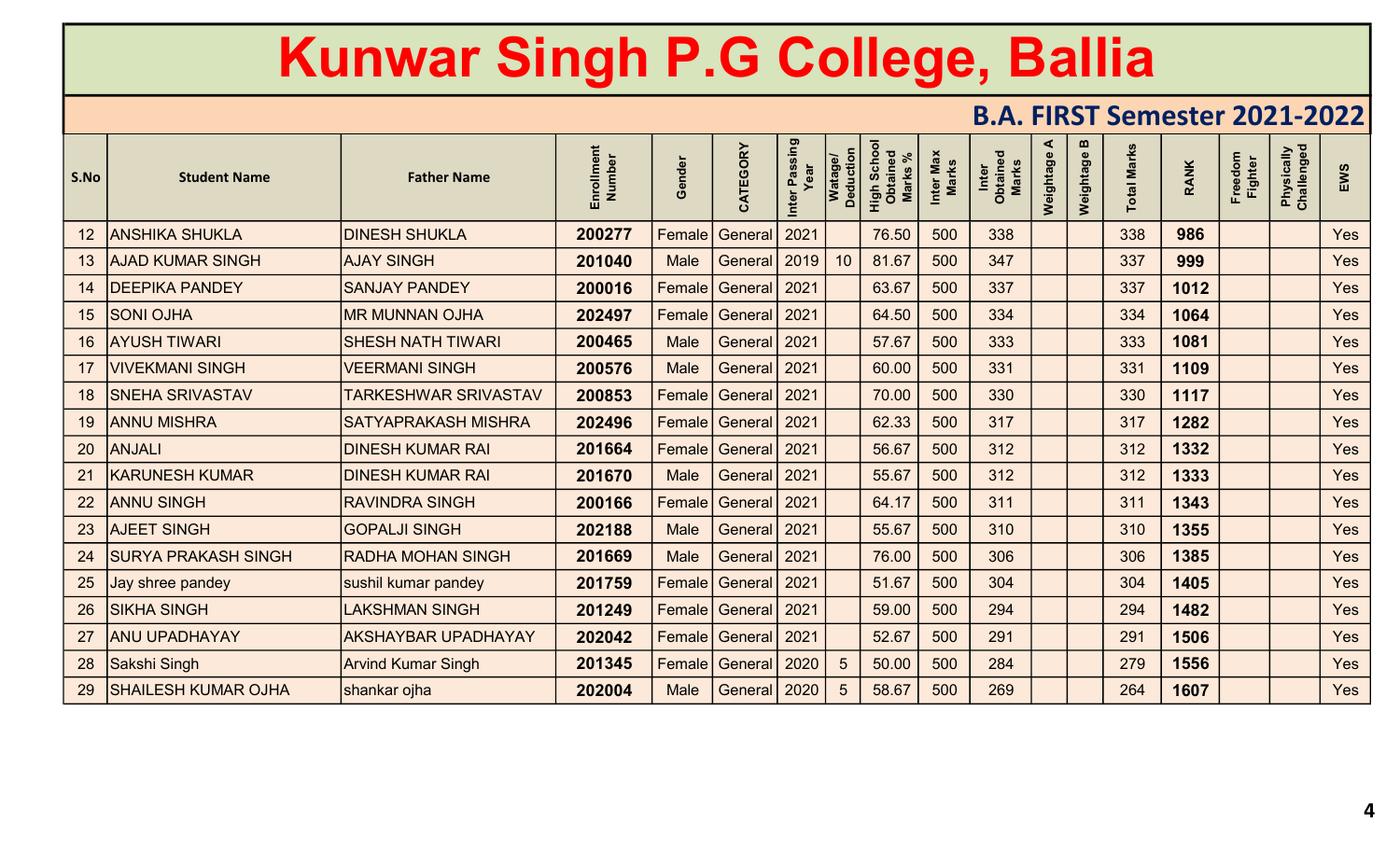# Kunwar Singh P.G College, Ballia

## B.A. FIRST Semester 2021-2022

| S.No | Student Name | Father Name | Enrollment Number | Gender | CATEGORY | Inter Passing Year | Watage/ Deduction | High School Obtained Marks % | Inter Max Marks | Inter Obtained Marks | Weightage A | Weightage B | Total Marks | RANK | Freedom Fighter | Physically Challenged | EWS |
|---|---|---|---|---|---|---|---|---|---|---|---|---|---|---|---|---|---|
| 12 | ANSHIKA SHUKLA | DINESH SHUKLA | **200277** | Female | General | 2021 | | 76.50 | 500 | 338 | | | 338 | **986** | | | Yes |
| 13 | AJAD KUMAR SINGH | AJAY SINGH | **201040** | Male | General | 2019 | 10 | 81.67 | 500 | 347 | | | 337 | **999** | | | Yes |
| 14 | DEEPIKA PANDEY | SANJAY PANDEY | **200016** | Female | General | 2021 | | 63.67 | 500 | 337 | | | 337 | **1012** | | | Yes |
| 15 | SONI OJHA | MR MUNNAN OJHA | **202497** | Female | General | 2021 | | 64.50 | 500 | 334 | | | 334 | **1064** | | | Yes |
| 16 | AYUSH TIWARI | SHESH NATH TIWARI | **200465** | Male | General | 2021 | | 57.67 | 500 | 333 | | | 333 | **1081** | | | Yes |
| 17 | VIVEKMANI SINGH | VEERMANI SINGH | **200576** | Male | General | 2021 | | 60.00 | 500 | 331 | | | 331 | **1109** | | | Yes |
| 18 | SNEHA SRIVASTAV | TARKESHWAR SRIVASTAV | **200853** | Female | General | 2021 | | 70.00 | 500 | 330 | | | 330 | **1117** | | | Yes |
| 19 | ANNU MISHRA | SATYAPRAKASH MISHRA | **202496** | Female | General | 2021 | | 62.33 | 500 | 317 | | | 317 | **1282** | | | Yes |
| 20 | ANJALI | DINESH KUMAR RAI | **201664** | Female | General | 2021 | | 56.67 | 500 | 312 | | | 312 | **1332** | | | Yes |
| 21 | KARUNESH KUMAR | DINESH KUMAR RAI | **201670** | Male | General | 2021 | | 55.67 | 500 | 312 | | | 312 | **1333** | | | Yes |
| 22 | ANNU SINGH | RAVINDRA SINGH | **200166** | Female | General | 2021 | | 64.17 | 500 | 311 | | | 311 | **1343** | | | Yes |
| 23 | AJEET SINGH | GOPALJI SINGH | **202188** | Male | General | 2021 | | 55.67 | 500 | 310 | | | 310 | **1355** | | | Yes |
| 24 | SURYA PRAKASH SINGH | RADHA MOHAN SINGH | **201669** | Male | General | 2021 | | 76.00 | 500 | 306 | | | 306 | **1385** | | | Yes |
| 25 | Jay shree pandey | sushil kumar pandey | **201759** | Female | General | 2021 | | 51.67 | 500 | 304 | | | 304 | **1405** | | | Yes |
| 26 | SIKHA SINGH | LAKSHMAN SINGH | **201249** | Female | General | 2021 | | 59.00 | 500 | 294 | | | 294 | **1482** | | | Yes |
| 27 | ANU UPADHAYAY | AKSHAYBAR UPADHAYAY | **202042** | Female | General | 2021 | | 52.67 | 500 | 291 | | | 291 | **1506** | | | Yes |
| 28 | Sakshi Singh | Arvind Kumar Singh | **201345** | Female | General | 2020 | 5 | 50.00 | 500 | 284 | | | 279 | **1556** | | | Yes |
| 29 | SHAILESH KUMAR OJHA | shankar ojha | **202004** | Male | General | 2020 | 5 | 58.67 | 500 | 269 | | | 264 | **1607** | | | Yes |